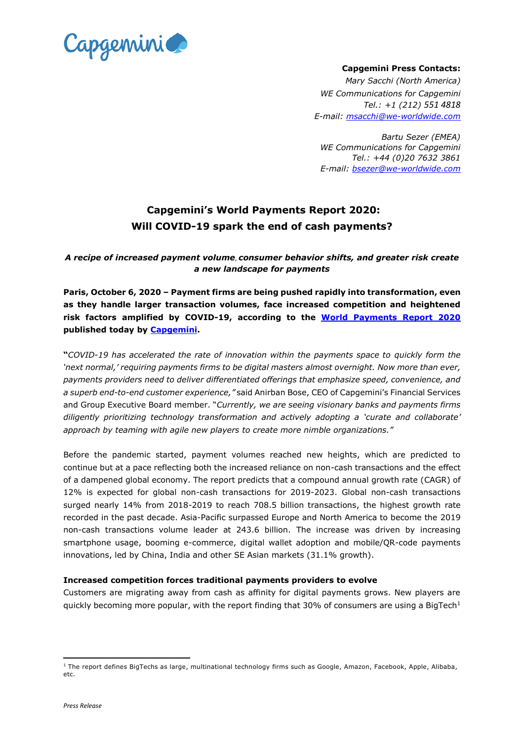Capgemini

**Capgemini Press Contacts:**
*Mary Sacchi (North America)*
*WE Communications for Capgemini*
*Tel.: +1 (212) 551 4818*
*E-mail: [msacchi@we-worldwide.com](mailto:msacchi@we-worldwide.com)*

*Bartu Sezer (EMEA)*
*WE Communications for Capgemini*
*Tel.: +44 (0)20 7632 3861*
*E-mail: [bsezer@we-worldwide.com](mailto:bsezer@we-worldwide.com)*

# Capgemini's World Payments Report 2020: Will COVID-19 spark the end of cash payments?

***A recipe of increased payment volume, consumer behavior shifts, and greater risk create a new landscape for payments***

**Paris, October 6, 2020 – Payment firms are being pushed rapidly into transformation, even as they handle larger transaction volumes, face increased competition and heightened risk factors amplified by COVID-19, according to the [World Payments Report 2020](#) published today by [Capgemini](#).**

"*COVID-19 has accelerated the rate of innovation within the payments space to quickly form the 'next normal,' requiring payments firms to be digital masters almost overnight. Now more than ever, payments providers need to deliver differentiated offerings that emphasize speed, convenience, and a superb end-to-end customer experience,"* said Anirban Bose, CEO of Capgemini's Financial Services and Group Executive Board member. "*Currently, we are seeing visionary banks and payments firms diligently prioritizing technology transformation and actively adopting a 'curate and collaborate' approach by teaming with agile new players to create more nimble organizations."*

Before the pandemic started, payment volumes reached new heights, which are predicted to continue but at a pace reflecting both the increased reliance on non-cash transactions and the effect of a dampened global economy. The report predicts that a compound annual growth rate (CAGR) of 12% is expected for global non-cash transactions for 2019-2023. Global non-cash transactions surged nearly 14% from 2018-2019 to reach 708.5 billion transactions, the highest growth rate recorded in the past decade. Asia-Pacific surpassed Europe and North America to become the 2019 non-cash transactions volume leader at 243.6 billion. The increase was driven by increasing smartphone usage, booming e-commerce, digital wallet adoption and mobile/QR-code payments innovations, led by China, India and other SE Asian markets (31.1% growth).

**Increased competition forces traditional payments providers to evolve**

Customers are migrating away from cash as affinity for digital payments grows. New players are quickly becoming more popular, with the report finding that 30% of consumers are using a BigTech[1]

---

[1] The report defines BigTechs as large, multinational technology firms such as Google, Amazon, Facebook, Apple, Alibaba, etc.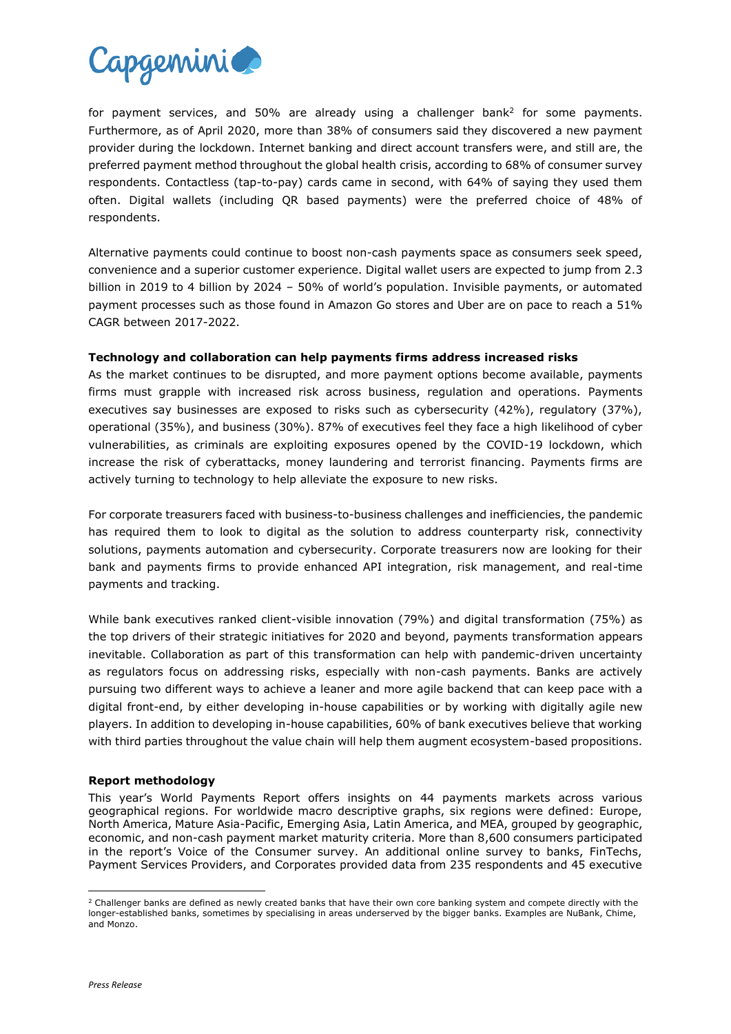for payment services, and 50% are already using a challenger bank[2] for some payments. Furthermore, as of April 2020, more than 38% of consumers said they discovered a new payment provider during the lockdown. Internet banking and direct account transfers were, and still are, the preferred payment method throughout the global health crisis, according to 68% of consumer survey respondents. Contactless (tap-to-pay) cards came in second, with 64% of saying they used them often. Digital wallets (including QR based payments) were the preferred choice of 48% of respondents.

Alternative payments could continue to boost non-cash payments space as consumers seek speed, convenience and a superior customer experience. Digital wallet users are expected to jump from 2.3 billion in 2019 to 4 billion by 2024 – 50% of world's population. Invisible payments, or automated payment processes such as those found in Amazon Go stores and Uber are on pace to reach a 51% CAGR between 2017-2022.

**Technology and collaboration can help payments firms address increased risks**

As the market continues to be disrupted, and more payment options become available, payments firms must grapple with increased risk across business, regulation and operations. Payments executives say businesses are exposed to risks such as cybersecurity (42%), regulatory (37%), operational (35%), and business (30%). 87% of executives feel they face a high likelihood of cyber vulnerabilities, as criminals are exploiting exposures opened by the COVID-19 lockdown, which increase the risk of cyberattacks, money laundering and terrorist financing. Payments firms are actively turning to technology to help alleviate the exposure to new risks.

For corporate treasurers faced with business-to-business challenges and inefficiencies, the pandemic has required them to look to digital as the solution to address counterparty risk, connectivity solutions, payments automation and cybersecurity. Corporate treasurers now are looking for their bank and payments firms to provide enhanced API integration, risk management, and real-time payments and tracking.

While bank executives ranked client-visible innovation (79%) and digital transformation (75%) as the top drivers of their strategic initiatives for 2020 and beyond, payments transformation appears inevitable. Collaboration as part of this transformation can help with pandemic-driven uncertainty as regulators focus on addressing risks, especially with non-cash payments. Banks are actively pursuing two different ways to achieve a leaner and more agile backend that can keep pace with a digital front-end, by either developing in-house capabilities or by working with digitally agile new players. In addition to developing in-house capabilities, 60% of bank executives believe that working with third parties throughout the value chain will help them augment ecosystem-based propositions.

**Report methodology**

This year's World Payments Report offers insights on 44 payments markets across various geographical regions. For worldwide macro descriptive graphs, six regions were defined: Europe, North America, Mature Asia-Pacific, Emerging Asia, Latin America, and MEA, grouped by geographic, economic, and non-cash payment market maturity criteria. More than 8,600 consumers participated in the report's Voice of the Consumer survey. An additional online survey to banks, FinTechs, Payment Services Providers, and Corporates provided data from 235 respondents and 45 executive

[2] Challenger banks are defined as newly created banks that have their own core banking system and compete directly with the longer-established banks, sometimes by specialising in areas underserved by the bigger banks. Examples are NuBank, Chime, and Monzo.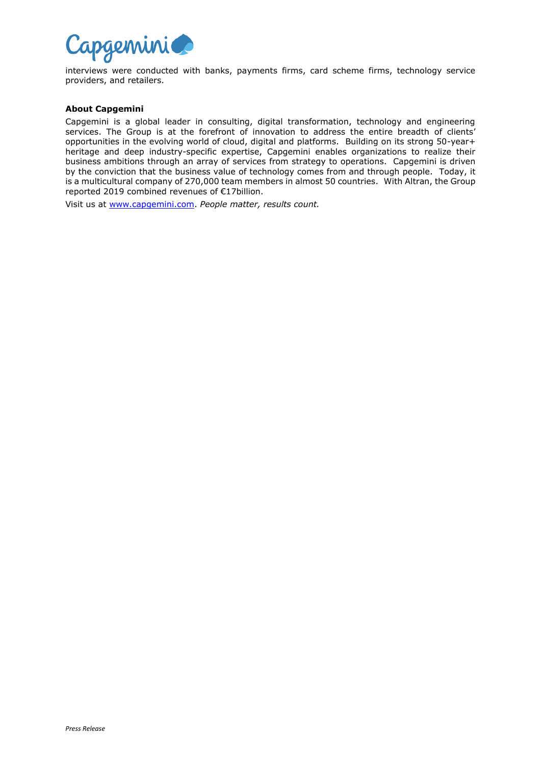interviews were conducted with banks, payments firms, card scheme firms, technology service providers, and retailers.

**About Capgemini**

Capgemini is a global leader in consulting, digital transformation, technology and engineering services. The Group is at the forefront of innovation to address the entire breadth of clients' opportunities in the evolving world of cloud, digital and platforms. Building on its strong 50-year+ heritage and deep industry-specific expertise, Capgemini enables organizations to realize their business ambitions through an array of services from strategy to operations. Capgemini is driven by the conviction that the business value of technology comes from and through people. Today, it is a multicultural company of 270,000 team members in almost 50 countries. With Altran, the Group reported 2019 combined revenues of €17billion.

Visit us at [www.capgemini.com](http://www.capgemini.com). *People matter, results count.*